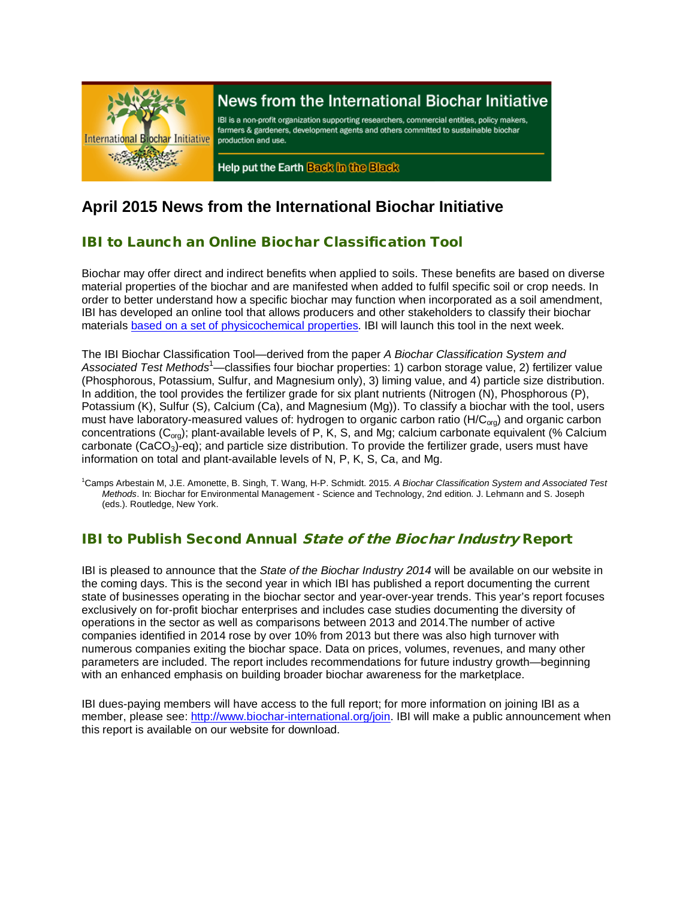News from the International Biochar Initiative

IBI is a non-profit organization supporting researchers, commercial entities, policy makers, farmers & gardeners, development agents and others committed to sustainable biochar production and use.

Help put the Earth Back in the Black

# April 2015 News from the International Biochar Initiative

## IBI to Launch an Online Biochar Classification Tool

Biochar may offer direct and indirect benefits when applied to soils. These benefits are based on diverse material properties of the biochar and are manifested when added to fulfil specific soil or crop needs. In order to better understand how a specific biochar may function when incorporated as a soil amendment, IBI has developed an online tool that allows producers and other stakeholders to classify their biochar materials based on a set of physicochemical properties. IBI will launch this tool in the next week.

The IBI Biochar Classification Tool—derived from the paper *A Biochar Classification System and Associated Test Methods*[1]—classifies four biochar properties: 1) carbon storage value, 2) fertilizer value (Phosphorous, Potassium, Sulfur, and Magnesium only), 3) liming value, and 4) particle size distribution. In addition, the tool provides the fertilizer grade for six plant nutrients (Nitrogen (N), Phosphorous (P), Potassium (K), Sulfur (S), Calcium (Ca), and Magnesium (Mg)). To classify a biochar with the tool, users must have laboratory-measured values of: hydrogen to organic carbon ratio ($H/C_{org}$) and organic carbon concentrations ($C_{org}$); plant-available levels of P, K, S, and Mg; calcium carbonate equivalent (% Calcium carbonate ($CaCO_3$)-eq); and particle size distribution. To provide the fertilizer grade, users must have information on total and plant-available levels of N, P, K, S, Ca, and Mg.

[1]Camps Arbestain M, J.E. Amonette, B. Singh, T. Wang, H-P. Schmidt. 2015. *A Biochar Classification System and Associated Test Methods*. In: Biochar for Environmental Management - Science and Technology, 2nd edition. J. Lehmann and S. Joseph (eds.). Routledge, New York.

## IBI to Publish Second Annual *State of the Biochar Industry* Report

IBI is pleased to announce that the *State of the Biochar Industry 2014* will be available on our website in the coming days. This is the second year in which IBI has published a report documenting the current state of businesses operating in the biochar sector and year-over-year trends. This year's report focuses exclusively on for-profit biochar enterprises and includes case studies documenting the diversity of operations in the sector as well as comparisons between 2013 and 2014.The number of active companies identified in 2014 rose by over 10% from 2013 but there was also high turnover with numerous companies exiting the biochar space. Data on prices, volumes, revenues, and many other parameters are included. The report includes recommendations for future industry growth—beginning with an enhanced emphasis on building broader biochar awareness for the marketplace.

IBI dues-paying members will have access to the full report; for more information on joining IBI as a member, please see: http://www.biochar-international.org/join. IBI will make a public announcement when this report is available on our website for download.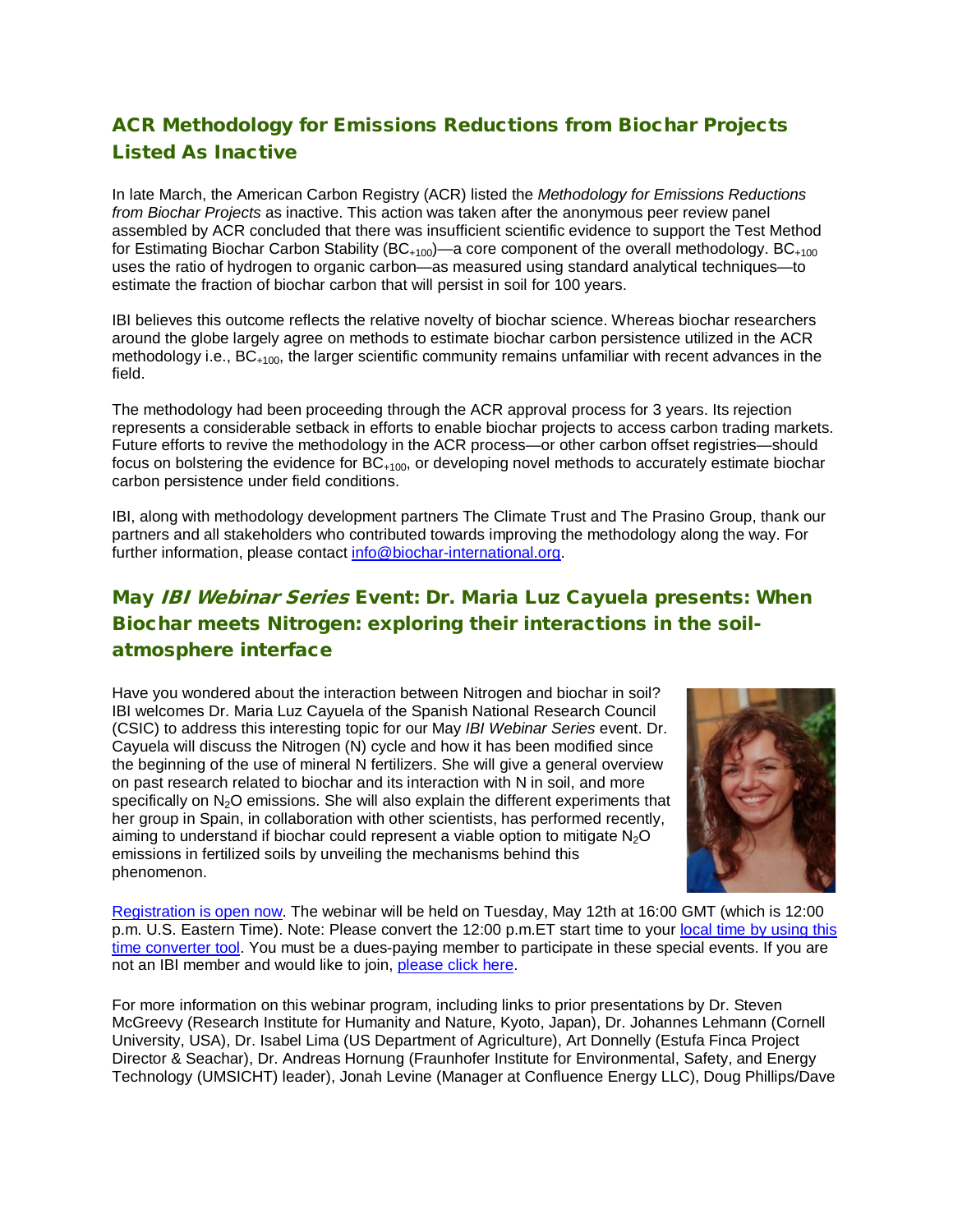## ACR Methodology for Emissions Reductions from Biochar Projects Listed As Inactive

In late March, the American Carbon Registry (ACR) listed the *Methodology for Emissions Reductions from Biochar Projects* as inactive. This action was taken after the anonymous peer review panel assembled by ACR concluded that there was insufficient scientific evidence to support the Test Method for Estimating Biochar Carbon Stability ($BC_{+100}$)—a core component of the overall methodology. $BC_{+100}$ uses the ratio of hydrogen to organic carbon—as measured using standard analytical techniques—to estimate the fraction of biochar carbon that will persist in soil for 100 years.

IBI believes this outcome reflects the relative novelty of biochar science. Whereas biochar researchers around the globe largely agree on methods to estimate biochar carbon persistence utilized in the ACR methodology i.e., $BC_{+100}$, the larger scientific community remains unfamiliar with recent advances in the field.

The methodology had been proceeding through the ACR approval process for 3 years. Its rejection represents a considerable setback in efforts to enable biochar projects to access carbon trading markets. Future efforts to revive the methodology in the ACR process—or other carbon offset registries—should focus on bolstering the evidence for $BC_{+100}$, or developing novel methods to accurately estimate biochar carbon persistence under field conditions.

IBI, along with methodology development partners The Climate Trust and The Prasino Group, thank our partners and all stakeholders who contributed towards improving the methodology along the way. For further information, please contact info@biochar-international.org.

## May *IBI Webinar Series* Event: Dr. Maria Luz Cayuela presents: When Biochar meets Nitrogen: exploring their interactions in the soil-atmosphere interface

Have you wondered about the interaction between Nitrogen and biochar in soil? IBI welcomes Dr. Maria Luz Cayuela of the Spanish National Research Council (CSIC) to address this interesting topic for our May *IBI Webinar Series* event. Dr. Cayuela will discuss the Nitrogen (N) cycle and how it has been modified since the beginning of the use of mineral N fertilizers. She will give a general overview on past research related to biochar and its interaction with N in soil, and more specifically on $N_2O$ emissions. She will also explain the different experiments that her group in Spain, in collaboration with other scientists, has performed recently, aiming to understand if biochar could represent a viable option to mitigate $N_2O$ emissions in fertilized soils by unveiling the mechanisms behind this phenomenon.

Registration is open now. The webinar will be held on Tuesday, May 12th at 16:00 GMT (which is 12:00 p.m. U.S. Eastern Time). Note: Please convert the 12:00 p.m.ET start time to your local time by using this time converter tool. You must be a dues-paying member to participate in these special events. If you are not an IBI member and would like to join, please click here.

For more information on this webinar program, including links to prior presentations by Dr. Steven McGreevy (Research Institute for Humanity and Nature, Kyoto, Japan), Dr. Johannes Lehmann (Cornell University, USA), Dr. Isabel Lima (US Department of Agriculture), Art Donnelly (Estufa Finca Project Director & Seachar), Dr. Andreas Hornung (Fraunhofer Institute for Environmental, Safety, and Energy Technology (UMSICHT) leader), Jonah Levine (Manager at Confluence Energy LLC), Doug Phillips/Dave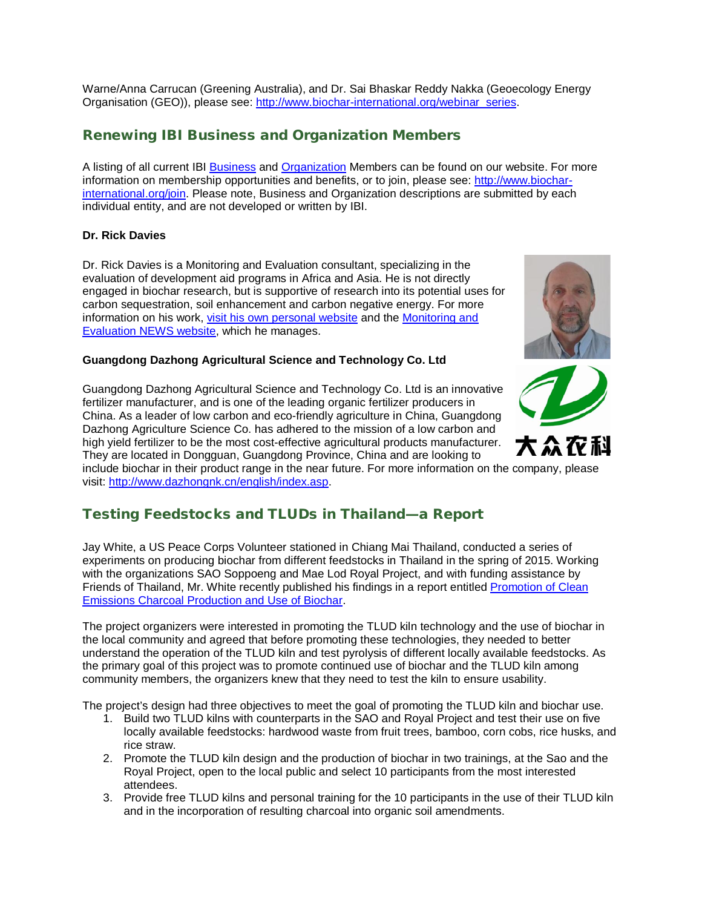Warne/Anna Carrucan (Greening Australia), and Dr. Sai Bhaskar Reddy Nakka (Geoecology Energy Organisation (GEO)), please see: http://www.biochar-international.org/webinar_series.

## Renewing IBI Business and Organization Members

A listing of all current IBI Business and Organization Members can be found on our website. For more information on membership opportunities and benefits, or to join, please see: http://www.biochar-international.org/join. Please note, Business and Organization descriptions are submitted by each individual entity, and are not developed or written by IBI.

**Dr. Rick Davies**

Dr. Rick Davies is a Monitoring and Evaluation consultant, specializing in the evaluation of development aid programs in Africa and Asia. He is not directly engaged in biochar research, but is supportive of research into its potential uses for carbon sequestration, soil enhancement and carbon negative energy. For more information on his work, visit his own personal website and the Monitoring and Evaluation NEWS website, which he manages.

**Guangdong Dazhong Agricultural Science and Technology Co. Ltd**

Guangdong Dazhong Agricultural Science and Technology Co. Ltd is an innovative fertilizer manufacturer, and is one of the leading organic fertilizer producers in China. As a leader of low carbon and eco-friendly agriculture in China, Guangdong Dazhong Agriculture Science Co. has adhered to the mission of a low carbon and high yield fertilizer to be the most cost-effective agricultural products manufacturer. They are located in Dongguan, Guangdong Province, China and are looking to include biochar in their product range in the near future. For more information on the company, please visit: http://www.dazhongnk.cn/english/index.asp.

## Testing Feedstocks and TLUDs in Thailand—a Report

Jay White, a US Peace Corps Volunteer stationed in Chiang Mai Thailand, conducted a series of experiments on producing biochar from different feedstocks in Thailand in the spring of 2015. Working with the organizations SAO Soppoeng and Mae Lod Royal Project, and with funding assistance by Friends of Thailand, Mr. White recently published his findings in a report entitled Promotion of Clean Emissions Charcoal Production and Use of Biochar.

The project organizers were interested in promoting the TLUD kiln technology and the use of biochar in the local community and agreed that before promoting these technologies, they needed to better understand the operation of the TLUD kiln and test pyrolysis of different locally available feedstocks. As the primary goal of this project was to promote continued use of biochar and the TLUD kiln among community members, the organizers knew that they need to test the kiln to ensure usability.

The project's design had three objectives to meet the goal of promoting the TLUD kiln and biochar use.

1. Build two TLUD kilns with counterparts in the SAO and Royal Project and test their use on five locally available feedstocks: hardwood waste from fruit trees, bamboo, corn cobs, rice husks, and rice straw.
2. Promote the TLUD kiln design and the production of biochar in two trainings, at the Sao and the Royal Project, open to the local public and select 10 participants from the most interested attendees.
3. Provide free TLUD kilns and personal training for the 10 participants in the use of their TLUD kiln and in the incorporation of resulting charcoal into organic soil amendments.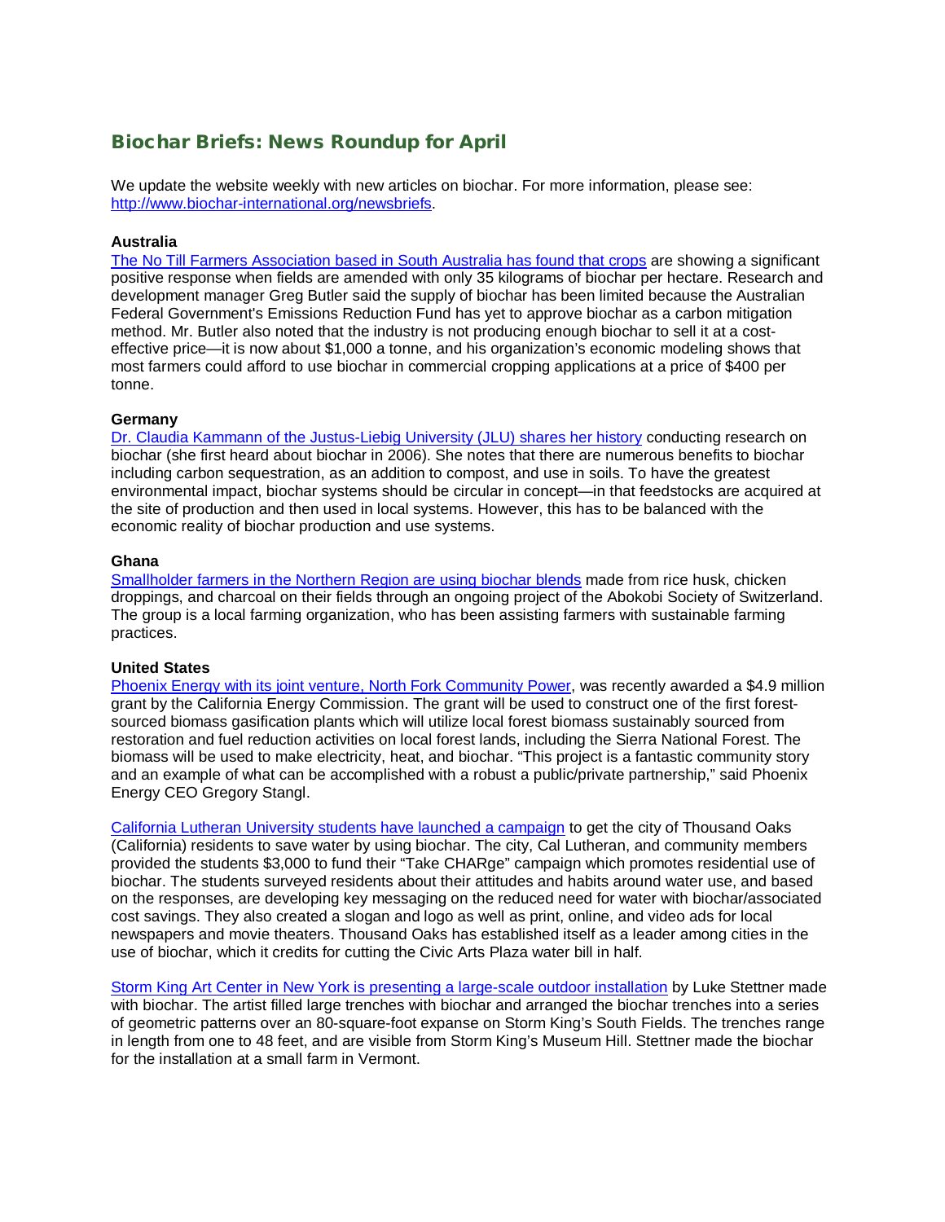## Biochar Briefs: News Roundup for April

We update the website weekly with new articles on biochar. For more information, please see: http://www.biochar-international.org/newsbriefs.

**Australia**

The No Till Farmers Association based in South Australia has found that crops are showing a significant positive response when fields are amended with only 35 kilograms of biochar per hectare. Research and development manager Greg Butler said the supply of biochar has been limited because the Australian Federal Government's Emissions Reduction Fund has yet to approve biochar as a carbon mitigation method. Mr. Butler also noted that the industry is not producing enough biochar to sell it at a cost-effective price—it is now about $1,000 a tonne, and his organization's economic modeling shows that most farmers could afford to use biochar in commercial cropping applications at a price of $400 per tonne.

**Germany**

Dr. Claudia Kammann of the Justus-Liebig University (JLU) shares her history conducting research on biochar (she first heard about biochar in 2006). She notes that there are numerous benefits to biochar including carbon sequestration, as an addition to compost, and use in soils. To have the greatest environmental impact, biochar systems should be circular in concept—in that feedstocks are acquired at the site of production and then used in local systems. However, this has to be balanced with the economic reality of biochar production and use systems.

**Ghana**

Smallholder farmers in the Northern Region are using biochar blends made from rice husk, chicken droppings, and charcoal on their fields through an ongoing project of the Abokobi Society of Switzerland. The group is a local farming organization, who has been assisting farmers with sustainable farming practices.

**United States**

Phoenix Energy with its joint venture, North Fork Community Power, was recently awarded a $4.9 million grant by the California Energy Commission. The grant will be used to construct one of the first forest-sourced biomass gasification plants which will utilize local forest biomass sustainably sourced from restoration and fuel reduction activities on local forest lands, including the Sierra National Forest. The biomass will be used to make electricity, heat, and biochar. "This project is a fantastic community story and an example of what can be accomplished with a robust a public/private partnership," said Phoenix Energy CEO Gregory Stangl.

California Lutheran University students have launched a campaign to get the city of Thousand Oaks (California) residents to save water by using biochar. The city, Cal Lutheran, and community members provided the students $3,000 to fund their "Take CHARge" campaign which promotes residential use of biochar. The students surveyed residents about their attitudes and habits around water use, and based on the responses, are developing key messaging on the reduced need for water with biochar/associated cost savings. They also created a slogan and logo as well as print, online, and video ads for local newspapers and movie theaters. Thousand Oaks has established itself as a leader among cities in the use of biochar, which it credits for cutting the Civic Arts Plaza water bill in half.

Storm King Art Center in New York is presenting a large-scale outdoor installation by Luke Stettner made with biochar. The artist filled large trenches with biochar and arranged the biochar trenches into a series of geometric patterns over an 80-square-foot expanse on Storm King's South Fields. The trenches range in length from one to 48 feet, and are visible from Storm King's Museum Hill. Stettner made the biochar for the installation at a small farm in Vermont.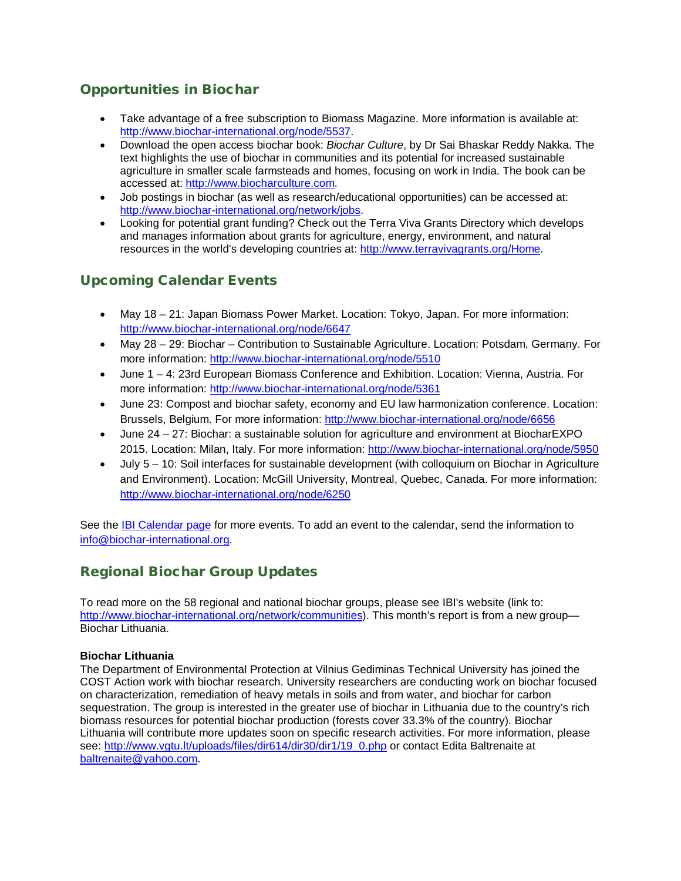## Opportunities in Biochar

- Take advantage of a free subscription to Biomass Magazine. More information is available at: http://www.biochar-international.org/node/5537.
- Download the open access biochar book: *Biochar Culture*, by Dr Sai Bhaskar Reddy Nakka. The text highlights the use of biochar in communities and its potential for increased sustainable agriculture in smaller scale farmsteads and homes, focusing on work in India. The book can be accessed at: http://www.biocharculture.com.
- Job postings in biochar (as well as research/educational opportunities) can be accessed at: http://www.biochar-international.org/network/jobs.
- Looking for potential grant funding? Check out the Terra Viva Grants Directory which develops and manages information about grants for agriculture, energy, environment, and natural resources in the world's developing countries at: http://www.terravivagrants.org/Home.

## Upcoming Calendar Events

- May 18 – 21: Japan Biomass Power Market. Location: Tokyo, Japan. For more information: http://www.biochar-international.org/node/6647
- May 28 – 29: Biochar – Contribution to Sustainable Agriculture. Location: Potsdam, Germany. For more information: http://www.biochar-international.org/node/5510
- June 1 – 4: 23rd European Biomass Conference and Exhibition. Location: Vienna, Austria. For more information: http://www.biochar-international.org/node/5361
- June 23: Compost and biochar safety, economy and EU law harmonization conference. Location: Brussels, Belgium. For more information: http://www.biochar-international.org/node/6656
- June 24 – 27: Biochar: a sustainable solution for agriculture and environment at BiocharEXPO 2015. Location: Milan, Italy. For more information: http://www.biochar-international.org/node/5950
- July 5 – 10: Soil interfaces for sustainable development (with colloquium on Biochar in Agriculture and Environment). Location: McGill University, Montreal, Quebec, Canada. For more information: http://www.biochar-international.org/node/6250

See the IBI Calendar page for more events. To add an event to the calendar, send the information to info@biochar-international.org.

## Regional Biochar Group Updates

To read more on the 58 regional and national biochar groups, please see IBI's website (link to: http://www.biochar-international.org/network/communities). This month's report is from a new group—Biochar Lithuania.

**Biochar Lithuania**
The Department of Environmental Protection at Vilnius Gediminas Technical University has joined the COST Action work with biochar research. University researchers are conducting work on biochar focused on characterization, remediation of heavy metals in soils and from water, and biochar for carbon sequestration. The group is interested in the greater use of biochar in Lithuania due to the country's rich biomass resources for potential biochar production (forests cover 33.3% of the country). Biochar Lithuania will contribute more updates soon on specific research activities. For more information, please see: http://www.vgtu.lt/uploads/files/dir614/dir30/dir1/19_0.php or contact Edita Baltrenaite at baltrenaite@yahoo.com.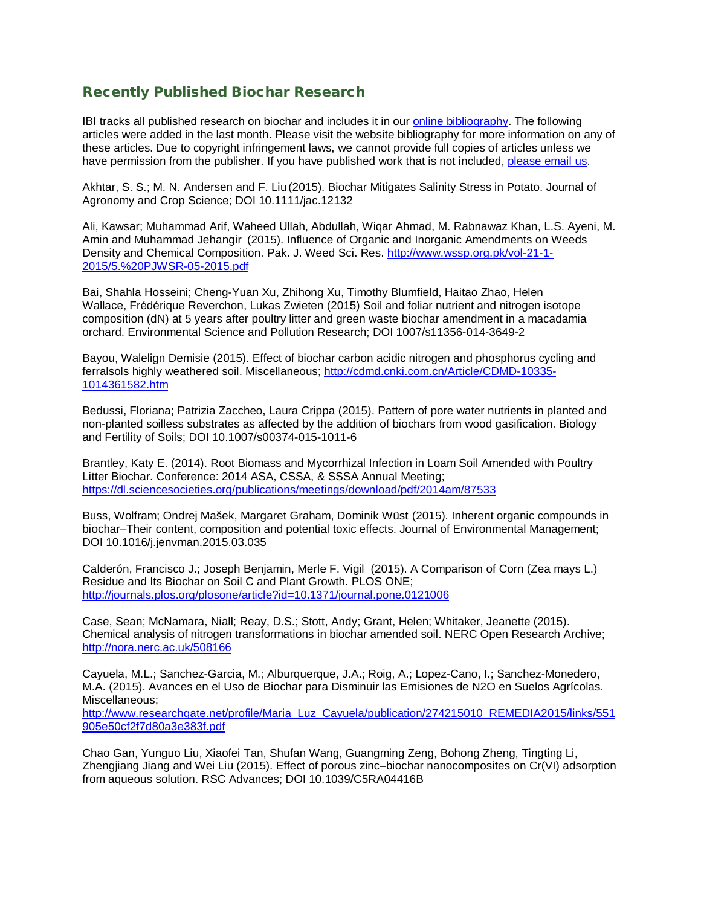## Recently Published Biochar Research

IBI tracks all published research on biochar and includes it in our [online bibliography](). The following articles were added in the last month. Please visit the website bibliography for more information on any of these articles. Due to copyright infringement laws, we cannot provide full copies of articles unless we have permission from the publisher. If you have published work that is not included, [please email us]().

Akhtar, S. S.; M. N. Andersen and F. Liu (2015). Biochar Mitigates Salinity Stress in Potato. Journal of Agronomy and Crop Science; DOI 10.1111/jac.12132

Ali, Kawsar; Muhammad Arif, Waheed Ullah, Abdullah, Wiqar Ahmad, M. Rabnawaz Khan, L.S. Ayeni, M. Amin and Muhammad Jehangir (2015). Influence of Organic and Inorganic Amendments on Weeds Density and Chemical Composition. Pak. J. Weed Sci. Res. [http://www.wssp.org.pk/vol-21-1-2015/5.%20PJWSR-05-2015.pdf](http://www.wssp.org.pk/vol-21-1-2015/5.%20PJWSR-05-2015.pdf)

Bai, Shahla Hosseini; Cheng-Yuan Xu, Zhihong Xu, Timothy Blumfield, Haitao Zhao, Helen Wallace, Frédérique Reverchon, Lukas Zwieten (2015) Soil and foliar nutrient and nitrogen isotope composition (dN) at 5 years after poultry litter and green waste biochar amendment in a macadamia orchard. Environmental Science and Pollution Research; DOI 1007/s11356-014-3649-2

Bayou, Walelign Demisie (2015). Effect of biochar carbon acidic nitrogen and phosphorus cycling and ferralsols highly weathered soil. Miscellaneous; [http://cdmd.cnki.com.cn/Article/CDMD-10335-1014361582.htm](http://cdmd.cnki.com.cn/Article/CDMD-10335-1014361582.htm)

Bedussi, Floriana; Patrizia Zaccheo, Laura Crippa (2015). Pattern of pore water nutrients in planted and non-planted soilless substrates as affected by the addition of biochars from wood gasification. Biology and Fertility of Soils; DOI 10.1007/s00374-015-1011-6

Brantley, Katy E. (2014). Root Biomass and Mycorrhizal Infection in Loam Soil Amended with Poultry Litter Biochar. Conference: 2014 ASA, CSSA, & SSSA Annual Meeting; [https://dl.sciencesocieties.org/publications/meetings/download/pdf/2014am/87533](https://dl.sciencesocieties.org/publications/meetings/download/pdf/2014am/87533)

Buss, Wolfram; Ondrej Mašek, Margaret Graham, Dominik Wüst (2015). Inherent organic compounds in biochar–Their content, composition and potential toxic effects. Journal of Environmental Management; DOI 10.1016/j.jenvman.2015.03.035

Calderón, Francisco J.; Joseph Benjamin, Merle F. Vigil (2015). A Comparison of Corn (Zea mays L.) Residue and Its Biochar on Soil C and Plant Growth. PLOS ONE; [http://journals.plos.org/plosone/article?id=10.1371/journal.pone.0121006](http://journals.plos.org/plosone/article?id=10.1371/journal.pone.0121006)

Case, Sean; McNamara, Niall; Reay, D.S.; Stott, Andy; Grant, Helen; Whitaker, Jeanette (2015). Chemical analysis of nitrogen transformations in biochar amended soil. NERC Open Research Archive; [http://nora.nerc.ac.uk/508166](http://nora.nerc.ac.uk/508166)

Cayuela, M.L.; Sanchez-Garcia, M.; Alburquerque, J.A.; Roig, A.; Lopez-Cano, I.; Sanchez-Monedero, M.A. (2015). Avances en el Uso de Biochar para Disminuir las Emisiones de N2O en Suelos Agrícolas. Miscellaneous; [http://www.researchgate.net/profile/Maria_Luz_Cayuela/publication/274215010_REMEDIA2015/links/551905e50cf2f7d80a3e383f.pdf](http://www.researchgate.net/profile/Maria_Luz_Cayuela/publication/274215010_REMEDIA2015/links/551905e50cf2f7d80a3e383f.pdf)

Chao Gan, Yunguo Liu, Xiaofei Tan, Shufan Wang, Guangming Zeng, Bohong Zheng, Tingting Li, Zhengjiang Jiang and Wei Liu (2015). Effect of porous zinc–biochar nanocomposites on Cr(VI) adsorption from aqueous solution. RSC Advances; DOI 10.1039/C5RA04416B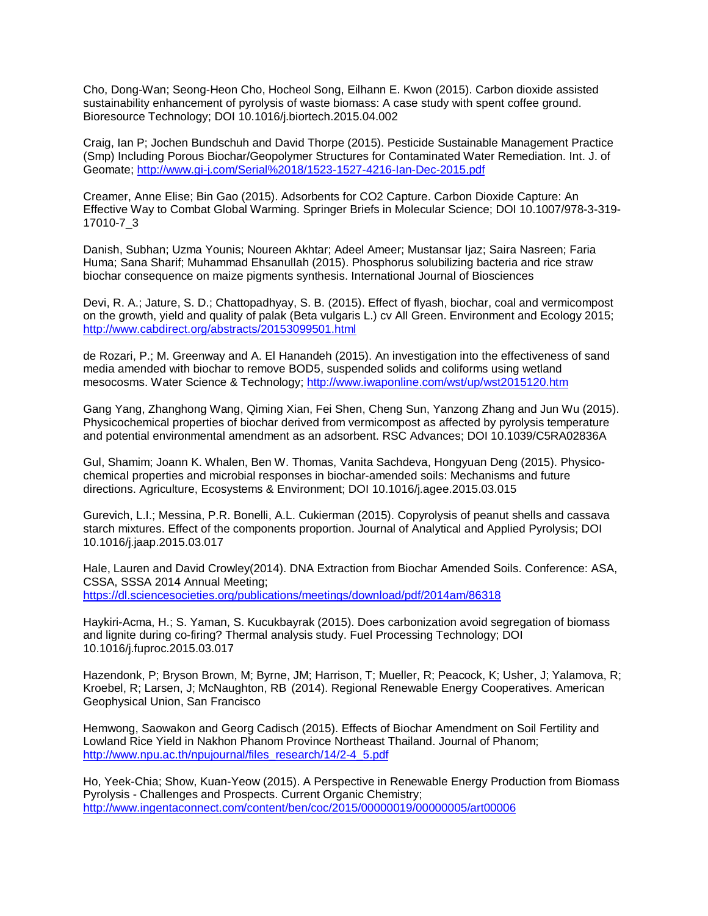Cho, Dong-Wan; Seong-Heon Cho, Hocheol Song, Eilhann E. Kwon (2015). Carbon dioxide assisted sustainability enhancement of pyrolysis of waste biomass: A case study with spent coffee ground. Bioresource Technology; DOI 10.1016/j.biortech.2015.04.002

Craig, Ian P; Jochen Bundschuh and David Thorpe (2015). Pesticide Sustainable Management Practice (Smp) Including Porous Biochar/Geopolymer Structures for Contaminated Water Remediation. Int. J. of Geomate; http://www.gi-j.com/Serial%2018/1523-1527-4216-Ian-Dec-2015.pdf

Creamer, Anne Elise; Bin Gao (2015). Adsorbents for CO2 Capture. Carbon Dioxide Capture: An Effective Way to Combat Global Warming. Springer Briefs in Molecular Science; DOI 10.1007/978-3-319-17010-7_3

Danish, Subhan; Uzma Younis; Noureen Akhtar; Adeel Ameer; Mustansar Ijaz; Saira Nasreen; Faria Huma; Sana Sharif; Muhammad Ehsanullah (2015). Phosphorus solubilizing bacteria and rice straw biochar consequence on maize pigments synthesis. International Journal of Biosciences

Devi, R. A.; Jature, S. D.; Chattopadhyay, S. B. (2015). Effect of flyash, biochar, coal and vermicompost on the growth, yield and quality of palak (Beta vulgaris L.) cv All Green. Environment and Ecology 2015; http://www.cabdirect.org/abstracts/20153099501.html

de Rozari, P.; M. Greenway and A. El Hanandeh (2015). An investigation into the effectiveness of sand media amended with biochar to remove BOD5, suspended solids and coliforms using wetland mesocosms. Water Science & Technology; http://www.iwaponline.com/wst/up/wst2015120.htm

Gang Yang, Zhanghong Wang, Qiming Xian, Fei Shen, Cheng Sun, Yanzong Zhang and Jun Wu (2015). Physicochemical properties of biochar derived from vermicompost as affected by pyrolysis temperature and potential environmental amendment as an adsorbent. RSC Advances; DOI 10.1039/C5RA02836A

Gul, Shamim; Joann K. Whalen, Ben W. Thomas, Vanita Sachdeva, Hongyuan Deng (2015). Physico-chemical properties and microbial responses in biochar-amended soils: Mechanisms and future directions. Agriculture, Ecosystems & Environment; DOI 10.1016/j.agee.2015.03.015

Gurevich, L.I.; Messina, P.R. Bonelli, A.L. Cukierman (2015). Copyrolysis of peanut shells and cassava starch mixtures. Effect of the components proportion. Journal of Analytical and Applied Pyrolysis; DOI 10.1016/j.jaap.2015.03.017

Hale, Lauren and David Crowley(2014). DNA Extraction from Biochar Amended Soils. Conference: ASA, CSSA, SSSA 2014 Annual Meeting; https://dl.sciencesocieties.org/publications/meetings/download/pdf/2014am/86318

Haykiri-Acma, H.; S. Yaman, S. Kucukbayrak (2015). Does carbonization avoid segregation of biomass and lignite during co-firing? Thermal analysis study. Fuel Processing Technology; DOI 10.1016/j.fuproc.2015.03.017

Hazendonk, P; Bryson Brown, M; Byrne, JM; Harrison, T; Mueller, R; Peacock, K; Usher, J; Yalamova, R; Kroebel, R; Larsen, J; McNaughton, RB (2014). Regional Renewable Energy Cooperatives. American Geophysical Union, San Francisco

Hemwong, Saowakon and Georg Cadisch (2015). Effects of Biochar Amendment on Soil Fertility and Lowland Rice Yield in Nakhon Phanom Province Northeast Thailand. Journal of Phanom; http://www.npu.ac.th/npujournal/files_research/14/2-4_5.pdf

Ho, Yeek-Chia; Show, Kuan-Yeow (2015). A Perspective in Renewable Energy Production from Biomass Pyrolysis - Challenges and Prospects. Current Organic Chemistry; http://www.ingentaconnect.com/content/ben/coc/2015/00000019/00000005/art00006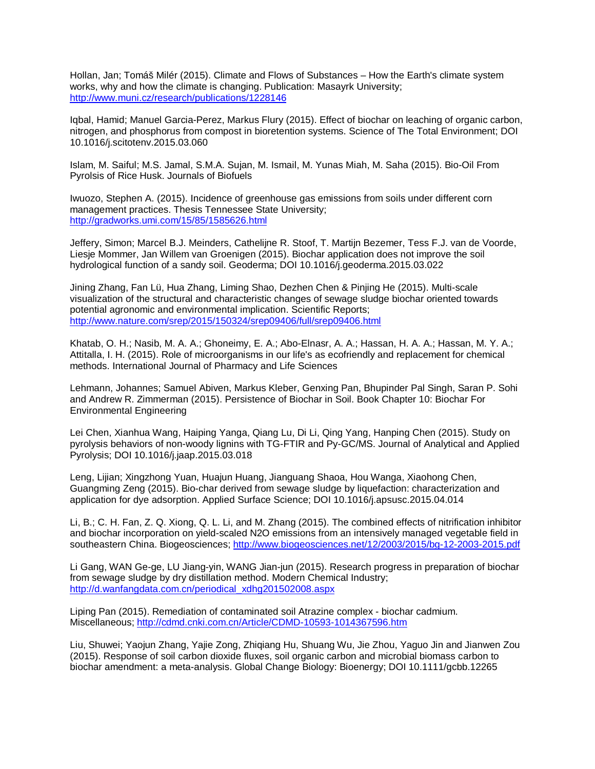Hollan, Jan; Tomáš Milér (2015). Climate and Flows of Substances – How the Earth's climate system works, why and how the climate is changing. Publication: Masayrk University; http://www.muni.cz/research/publications/1228146

Iqbal, Hamid; Manuel Garcia-Perez, Markus Flury (2015). Effect of biochar on leaching of organic carbon, nitrogen, and phosphorus from compost in bioretention systems. Science of The Total Environment; DOI 10.1016/j.scitotenv.2015.03.060

Islam, M. Saiful; M.S. Jamal, S.M.A. Sujan, M. Ismail, M. Yunas Miah, M. Saha (2015). Bio-Oil From Pyrolsis of Rice Husk. Journals of Biofuels

Iwuozo, Stephen A. (2015). Incidence of greenhouse gas emissions from soils under different corn management practices. Thesis Tennessee State University; http://gradworks.umi.com/15/85/1585626.html

Jeffery, Simon; Marcel B.J. Meinders, Cathelijne R. Stoof, T. Martijn Bezemer, Tess F.J. van de Voorde, Liesje Mommer, Jan Willem van Groenigen (2015). Biochar application does not improve the soil hydrological function of a sandy soil. Geoderma; DOI 10.1016/j.geoderma.2015.03.022

Jining Zhang, Fan Lü, Hua Zhang, Liming Shao, Dezhen Chen & Pinjing He (2015). Multi-scale visualization of the structural and characteristic changes of sewage sludge biochar oriented towards potential agronomic and environmental implication. Scientific Reports; http://www.nature.com/srep/2015/150324/srep09406/full/srep09406.html

Khatab, O. H.; Nasib, M. A. A.; Ghoneimy, E. A.; Abo-Elnasr, A. A.; Hassan, H. A. A.; Hassan, M. Y. A.; Attitalla, I. H. (2015). Role of microorganisms in our life's as ecofriendly and replacement for chemical methods. International Journal of Pharmacy and Life Sciences

Lehmann, Johannes; Samuel Abiven, Markus Kleber, Genxing Pan, Bhupinder Pal Singh, Saran P. Sohi and Andrew R. Zimmerman (2015). Persistence of Biochar in Soil. Book Chapter 10: Biochar For Environmental Engineering

Lei Chen, Xianhua Wang, Haiping Yanga, Qiang Lu, Di Li, Qing Yang, Hanping Chen (2015). Study on pyrolysis behaviors of non-woody lignins with TG-FTIR and Py-GC/MS. Journal of Analytical and Applied Pyrolysis; DOI 10.1016/j.jaap.2015.03.018

Leng, Lijian; Xingzhong Yuan, Huajun Huang, Jianguang Shaoa, Hou Wanga, Xiaohong Chen, Guangming Zeng (2015). Bio-char derived from sewage sludge by liquefaction: characterization and application for dye adsorption. Applied Surface Science; DOI 10.1016/j.apsusc.2015.04.014

Li, B.; C. H. Fan, Z. Q. Xiong, Q. L. Li, and M. Zhang (2015). The combined effects of nitrification inhibitor and biochar incorporation on yield-scaled N2O emissions from an intensively managed vegetable field in southeastern China. Biogeosciences; http://www.biogeosciences.net/12/2003/2015/bg-12-2003-2015.pdf

Li Gang, WAN Ge-ge, LU Jiang-yin, WANG Jian-jun (2015). Research progress in preparation of biochar from sewage sludge by dry distillation method. Modern Chemical Industry; http://d.wanfangdata.com.cn/periodical_xdhg201502008.aspx

Liping Pan (2015). Remediation of contaminated soil Atrazine complex - biochar cadmium. Miscellaneous; http://cdmd.cnki.com.cn/Article/CDMD-10593-1014367596.htm

Liu, Shuwei; Yaojun Zhang, Yajie Zong, Zhiqiang Hu, Shuang Wu, Jie Zhou, Yaguo Jin and Jianwen Zou (2015). Response of soil carbon dioxide fluxes, soil organic carbon and microbial biomass carbon to biochar amendment: a meta-analysis. Global Change Biology: Bioenergy; DOI 10.1111/gcbb.12265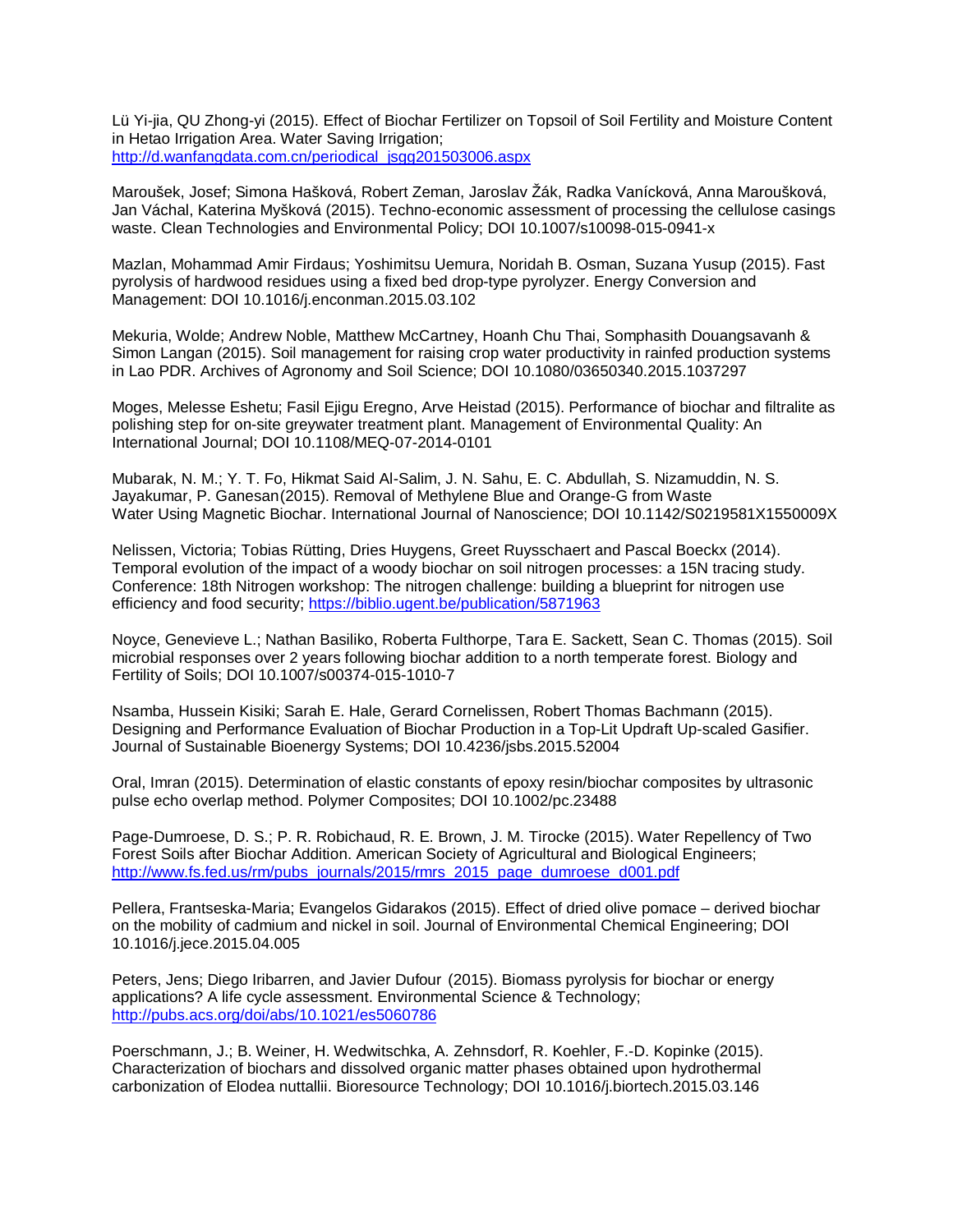Lü Yi-jia, QU Zhong-yi (2015). Effect of Biochar Fertilizer on Topsoil of Soil Fertility and Moisture Content in Hetao Irrigation Area. Water Saving Irrigation; http://d.wanfangdata.com.cn/periodical_jsgg201503006.aspx

Maroušek, Josef; Simona Hašková, Robert Zeman, Jaroslav Žák, Radka Vanícková, Anna Maroušková, Jan Váchal, Katerina Myšková (2015). Techno-economic assessment of processing the cellulose casings waste. Clean Technologies and Environmental Policy; DOI 10.1007/s10098-015-0941-x

Mazlan, Mohammad Amir Firdaus; Yoshimitsu Uemura, Noridah B. Osman, Suzana Yusup (2015). Fast pyrolysis of hardwood residues using a fixed bed drop-type pyrolyzer. Energy Conversion and Management: DOI 10.1016/j.enconman.2015.03.102

Mekuria, Wolde; Andrew Noble, Matthew McCartney, Hoanh Chu Thai, Somphasith Douangsavanh & Simon Langan (2015). Soil management for raising crop water productivity in rainfed production systems in Lao PDR. Archives of Agronomy and Soil Science; DOI 10.1080/03650340.2015.1037297

Moges, Melesse Eshetu; Fasil Ejigu Eregno, Arve Heistad (2015). Performance of biochar and filtralite as polishing step for on-site greywater treatment plant. Management of Environmental Quality: An International Journal; DOI 10.1108/MEQ-07-2014-0101

Mubarak, N. M.; Y. T. Fo, Hikmat Said Al-Salim, J. N. Sahu, E. C. Abdullah, S. Nizamuddin, N. S. Jayakumar, P. Ganesan(2015). Removal of Methylene Blue and Orange-G from Waste Water Using Magnetic Biochar. International Journal of Nanoscience; DOI 10.1142/S0219581X1550009X

Nelissen, Victoria; Tobias Rütting, Dries Huygens, Greet Ruysschaert and Pascal Boeckx (2014). Temporal evolution of the impact of a woody biochar on soil nitrogen processes: a 15N tracing study. Conference: 18th Nitrogen workshop: The nitrogen challenge: building a blueprint for nitrogen use efficiency and food security; https://biblio.ugent.be/publication/5871963

Noyce, Genevieve L.; Nathan Basiliko, Roberta Fulthorpe, Tara E. Sackett, Sean C. Thomas (2015). Soil microbial responses over 2 years following biochar addition to a north temperate forest. Biology and Fertility of Soils; DOI 10.1007/s00374-015-1010-7

Nsamba, Hussein Kisiki; Sarah E. Hale, Gerard Cornelissen, Robert Thomas Bachmann (2015). Designing and Performance Evaluation of Biochar Production in a Top-Lit Updraft Up-scaled Gasifier. Journal of Sustainable Bioenergy Systems; DOI 10.4236/jsbs.2015.52004

Oral, Imran (2015). Determination of elastic constants of epoxy resin/biochar composites by ultrasonic pulse echo overlap method. Polymer Composites; DOI 10.1002/pc.23488

Page-Dumroese, D. S.; P. R. Robichaud, R. E. Brown, J. M. Tirocke (2015). Water Repellency of Two Forest Soils after Biochar Addition. American Society of Agricultural and Biological Engineers; http://www.fs.fed.us/rm/pubs_journals/2015/rmrs_2015_page_dumroese_d001.pdf

Pellera, Frantseska-Maria; Evangelos Gidarakos (2015). Effect of dried olive pomace – derived biochar on the mobility of cadmium and nickel in soil. Journal of Environmental Chemical Engineering; DOI 10.1016/j.jece.2015.04.005

Peters, Jens; Diego Iribarren, and Javier Dufour (2015). Biomass pyrolysis for biochar or energy applications? A life cycle assessment. Environmental Science & Technology; http://pubs.acs.org/doi/abs/10.1021/es5060786

Poerschmann, J.; B. Weiner, H. Wedwitschka, A. Zehnsdorf, R. Koehler, F.-D. Kopinke (2015). Characterization of biochars and dissolved organic matter phases obtained upon hydrothermal carbonization of Elodea nuttallii. Bioresource Technology; DOI 10.1016/j.biortech.2015.03.146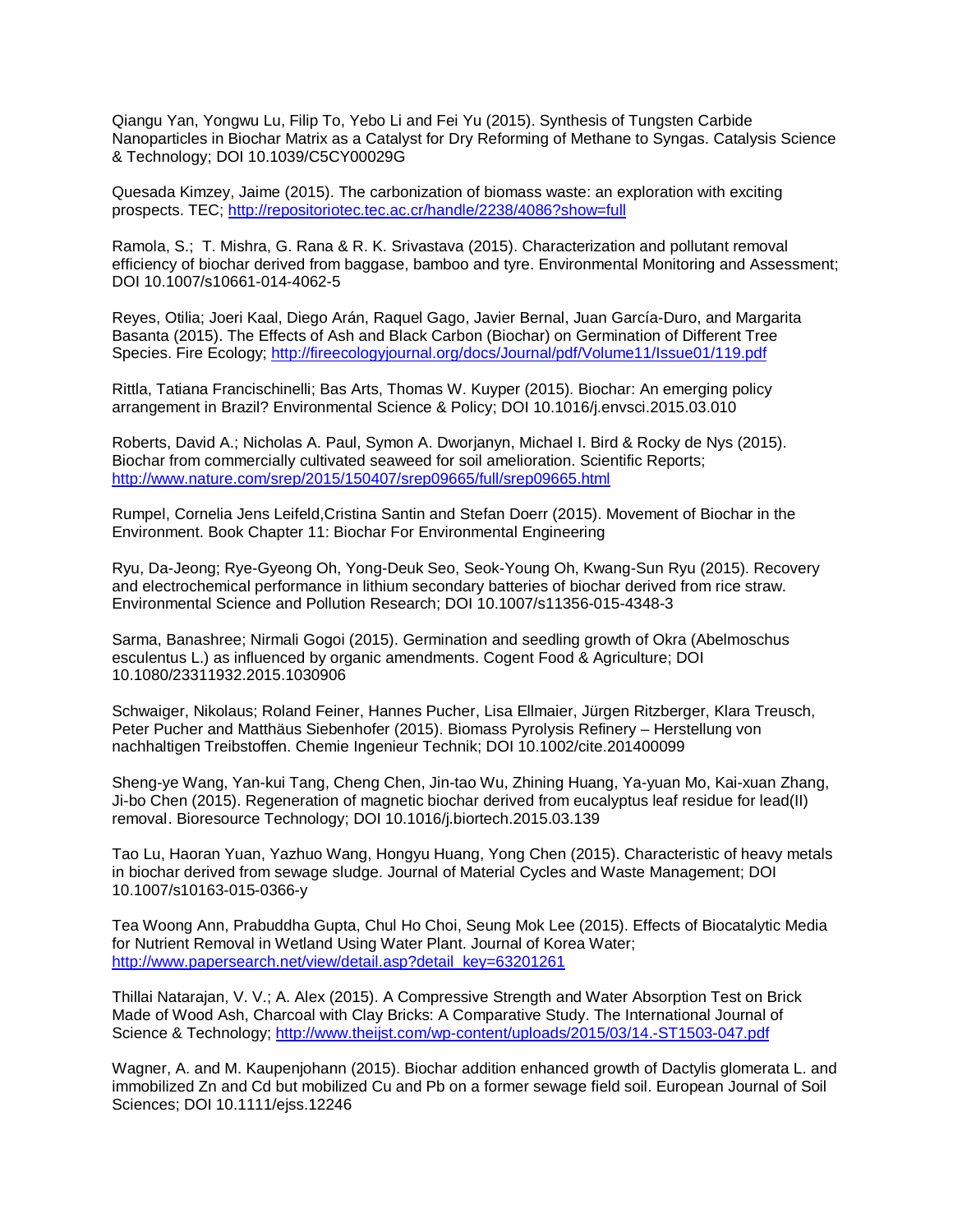Qiangu Yan, Yongwu Lu, Filip To, Yebo Li and Fei Yu (2015). Synthesis of Tungsten Carbide Nanoparticles in Biochar Matrix as a Catalyst for Dry Reforming of Methane to Syngas. Catalysis Science & Technology; DOI 10.1039/C5CY00029G

Quesada Kimzey, Jaime (2015). The carbonization of biomass waste: an exploration with exciting prospects. TEC; http://repositoriotec.tec.ac.cr/handle/2238/4086?show=full

Ramola, S.; T. Mishra, G. Rana & R. K. Srivastava (2015). Characterization and pollutant removal efficiency of biochar derived from baggase, bamboo and tyre. Environmental Monitoring and Assessment; DOI 10.1007/s10661-014-4062-5

Reyes, Otilia; Joeri Kaal, Diego Arán, Raquel Gago, Javier Bernal, Juan García-Duro, and Margarita Basanta (2015). The Effects of Ash and Black Carbon (Biochar) on Germination of Different Tree Species. Fire Ecology; http://fireecologyjournal.org/docs/Journal/pdf/Volume11/Issue01/119.pdf

Rittla, Tatiana Francischinelli; Bas Arts, Thomas W. Kuyper (2015). Biochar: An emerging policy arrangement in Brazil? Environmental Science & Policy; DOI 10.1016/j.envsci.2015.03.010

Roberts, David A.; Nicholas A. Paul, Symon A. Dworjanyn, Michael I. Bird & Rocky de Nys (2015). Biochar from commercially cultivated seaweed for soil amelioration. Scientific Reports; http://www.nature.com/srep/2015/150407/srep09665/full/srep09665.html

Rumpel, Cornelia Jens Leifeld,Cristina Santin and Stefan Doerr (2015). Movement of Biochar in the Environment. Book Chapter 11: Biochar For Environmental Engineering

Ryu, Da-Jeong; Rye-Gyeong Oh, Yong-Deuk Seo, Seok-Young Oh, Kwang-Sun Ryu (2015). Recovery and electrochemical performance in lithium secondary batteries of biochar derived from rice straw. Environmental Science and Pollution Research; DOI 10.1007/s11356-015-4348-3

Sarma, Banashree; Nirmali Gogoi (2015). Germination and seedling growth of Okra (Abelmoschus esculentus L.) as influenced by organic amendments. Cogent Food & Agriculture; DOI 10.1080/23311932.2015.1030906

Schwaiger, Nikolaus; Roland Feiner, Hannes Pucher, Lisa Ellmaier, Jürgen Ritzberger, Klara Treusch, Peter Pucher and Matthäus Siebenhofer (2015). Biomass Pyrolysis Refinery – Herstellung von nachhaltigen Treibstoffen. Chemie Ingenieur Technik; DOI 10.1002/cite.201400099

Sheng-ye Wang, Yan-kui Tang, Cheng Chen, Jin-tao Wu, Zhining Huang, Ya-yuan Mo, Kai-xuan Zhang, Ji-bo Chen (2015). Regeneration of magnetic biochar derived from eucalyptus leaf residue for lead(II) removal. Bioresource Technology; DOI 10.1016/j.biortech.2015.03.139

Tao Lu, Haoran Yuan, Yazhuo Wang, Hongyu Huang, Yong Chen (2015). Characteristic of heavy metals in biochar derived from sewage sludge. Journal of Material Cycles and Waste Management; DOI 10.1007/s10163-015-0366-y

Tea Woong Ann, Prabuddha Gupta, Chul Ho Choi, Seung Mok Lee (2015). Effects of Biocatalytic Media for Nutrient Removal in Wetland Using Water Plant. Journal of Korea Water; http://www.papersearch.net/view/detail.asp?detail_key=63201261

Thillai Natarajan, V. V.; A. Alex (2015). A Compressive Strength and Water Absorption Test on Brick Made of Wood Ash, Charcoal with Clay Bricks: A Comparative Study. The International Journal of Science & Technology; http://www.theijst.com/wp-content/uploads/2015/03/14.-ST1503-047.pdf

Wagner, A. and M. Kaupenjohann (2015). Biochar addition enhanced growth of Dactylis glomerata L. and immobilized Zn and Cd but mobilized Cu and Pb on a former sewage field soil. European Journal of Soil Sciences; DOI 10.1111/ejss.12246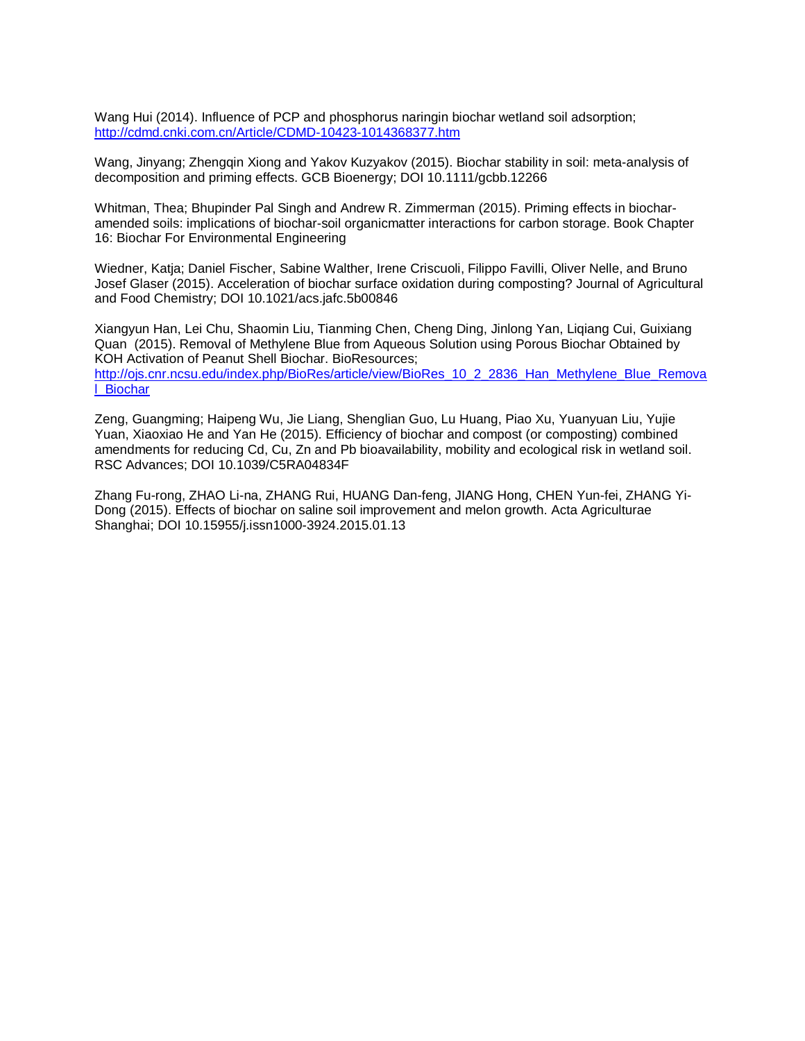Wang Hui (2014). Influence of PCP and phosphorus naringin biochar wetland soil adsorption; http://cdmd.cnki.com.cn/Article/CDMD-10423-1014368377.htm

Wang, Jinyang; Zhengqin Xiong and Yakov Kuzyakov (2015). Biochar stability in soil: meta-analysis of decomposition and priming effects. GCB Bioenergy; DOI 10.1111/gcbb.12266

Whitman, Thea; Bhupinder Pal Singh and Andrew R. Zimmerman (2015). Priming effects in biochar-amended soils: implications of biochar-soil organicmatter interactions for carbon storage. Book Chapter 16: Biochar For Environmental Engineering

Wiedner, Katja; Daniel Fischer, Sabine Walther, Irene Criscuoli, Filippo Favilli, Oliver Nelle, and Bruno Josef Glaser (2015). Acceleration of biochar surface oxidation during composting? Journal of Agricultural and Food Chemistry; DOI 10.1021/acs.jafc.5b00846

Xiangyun Han, Lei Chu, Shaomin Liu, Tianming Chen, Cheng Ding, Jinlong Yan, Liqiang Cui, Guixiang Quan (2015). Removal of Methylene Blue from Aqueous Solution using Porous Biochar Obtained by KOH Activation of Peanut Shell Biochar. BioResources; http://ojs.cnr.ncsu.edu/index.php/BioRes/article/view/BioRes_10_2_2836_Han_Methylene_Blue_Removal_Biochar

Zeng, Guangming; Haipeng Wu, Jie Liang, Shenglian Guo, Lu Huang, Piao Xu, Yuanyuan Liu, Yujie Yuan, Xiaoxiao He and Yan He (2015). Efficiency of biochar and compost (or composting) combined amendments for reducing Cd, Cu, Zn and Pb bioavailability, mobility and ecological risk in wetland soil. RSC Advances; DOI 10.1039/C5RA04834F

Zhang Fu-rong, ZHAO Li-na, ZHANG Rui, HUANG Dan-feng, JIANG Hong, CHEN Yun-fei, ZHANG Yi-Dong (2015). Effects of biochar on saline soil improvement and melon growth. Acta Agriculturae Shanghai; DOI 10.15955/j.issn1000-3924.2015.01.13